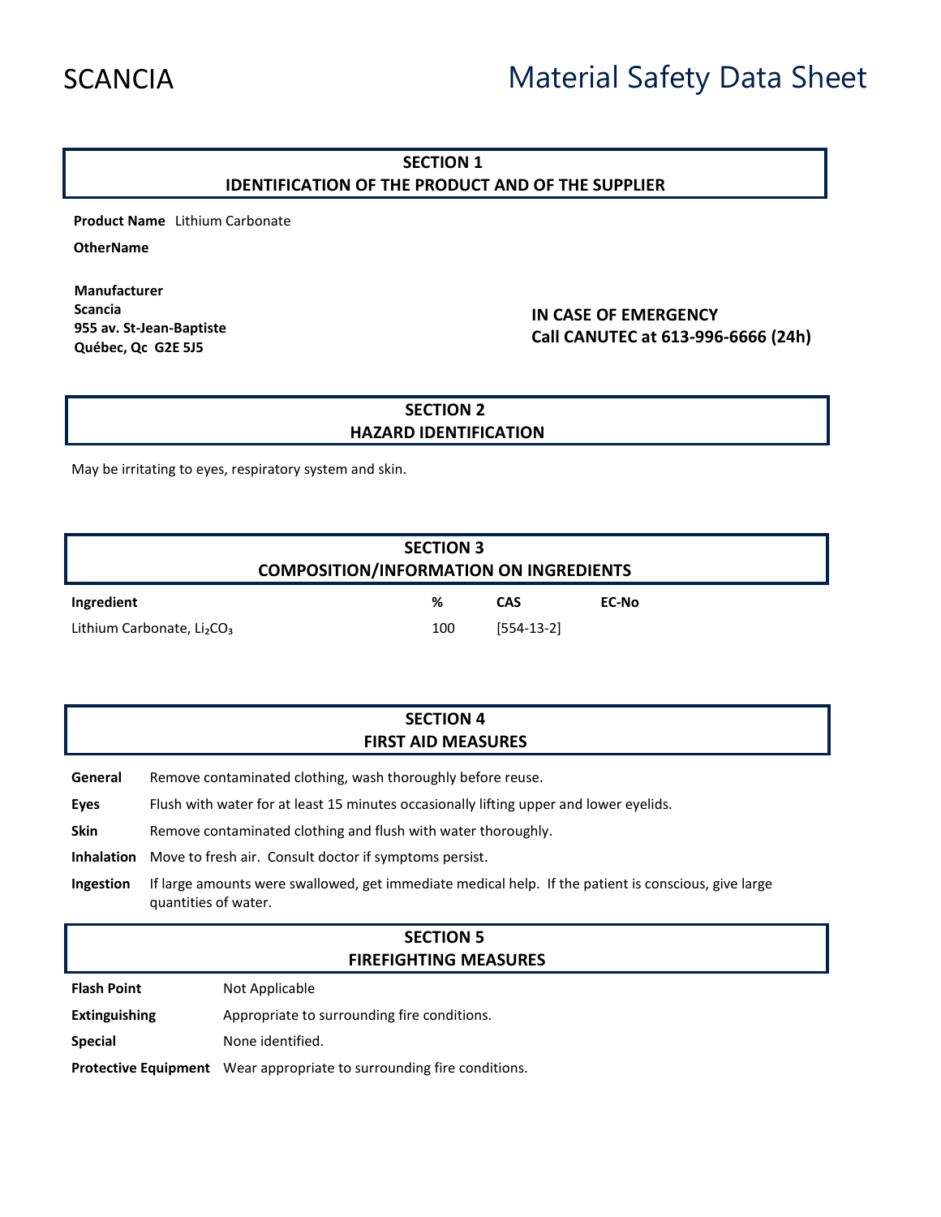SCANCIA

# Material Safety Data Sheet

## SECTION 1
## IDENTIFICATION OF THE PRODUCT AND OF THE SUPPLIER

**Product Name** Lithium Carbonate

**OtherName**

**Manufacturer**
**Scancia**
**955 av. St-Jean-Baptiste**
**Québec, Qc G2E 5J5**

**IN CASE OF EMERGENCY**
**Call CANUTEC at 613-996-6666 (24h)**

## SECTION 2
## HAZARD IDENTIFICATION

May be irritating to eyes, respiratory system and skin.

## SECTION 3
## COMPOSITION/INFORMATION ON INGREDIENTS

| Ingredient | % | CAS | EC-No |
|---|---|---|---|
| Lithium Carbonate, $Li_2CO_3$ | 100 | [554-13-2] | |

## SECTION 4
## FIRST AID MEASURES

**General** Remove contaminated clothing, wash thoroughly before reuse.

**Eyes** Flush with water for at least 15 minutes occasionally lifting upper and lower eyelids.

**Skin** Remove contaminated clothing and flush with water thoroughly.

**Inhalation** Move to fresh air. Consult doctor if symptoms persist.

**Ingestion** If large amounts were swallowed, get immediate medical help. If the patient is conscious, give large quantities of water.

## SECTION 5
## FIREFIGHTING MEASURES

**Flash Point** Not Applicable

**Extinguishing** Appropriate to surrounding fire conditions.

**Special** None identified.

**Protective Equipment** Wear appropriate to surrounding fire conditions.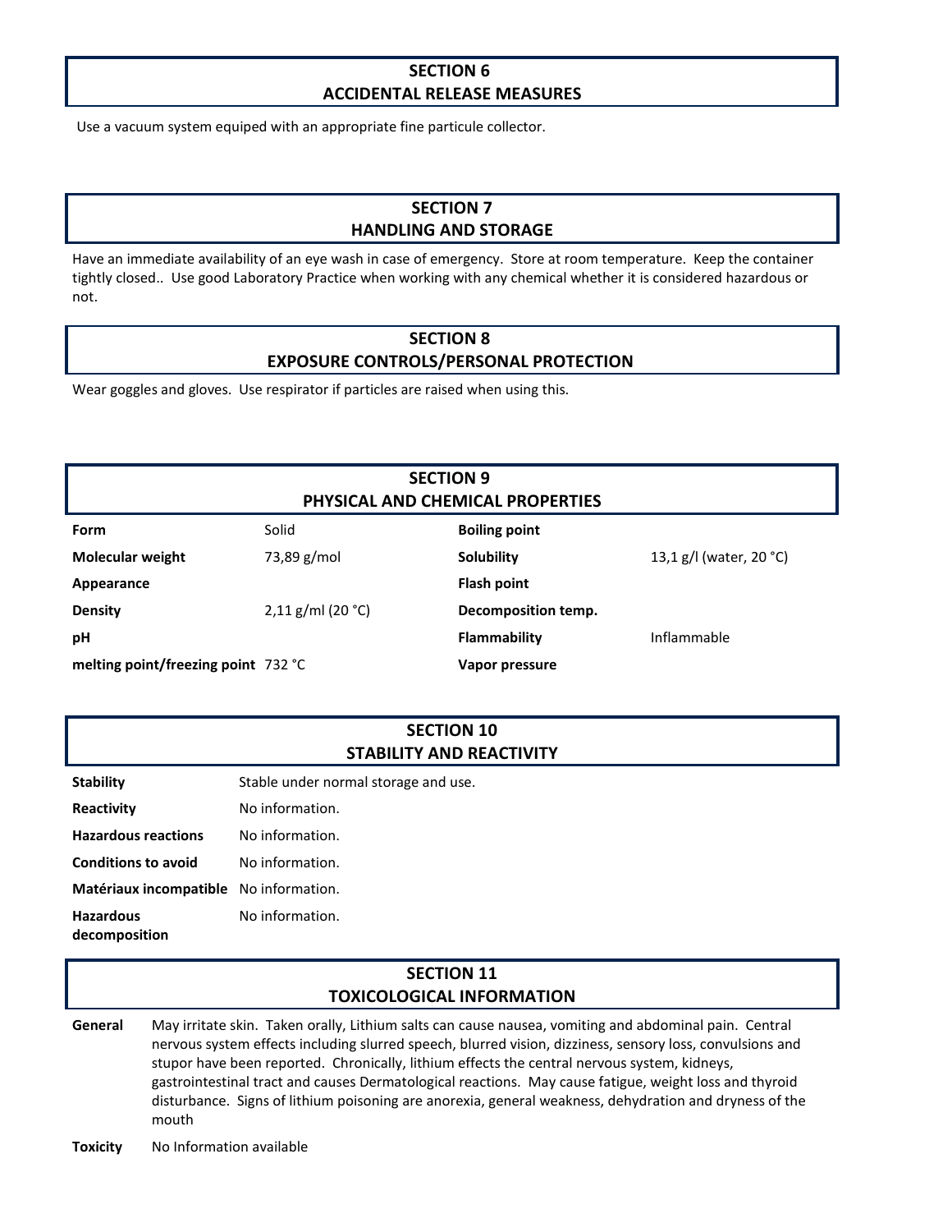## SECTION 6
## ACCIDENTAL RELEASE MEASURES

Use a vacuum system equiped with an appropriate fine particule collector.

## SECTION 7
## HANDLING AND STORAGE

Have an immediate availability of an eye wash in case of emergency. Store at room temperature. Keep the container tightly closed.. Use good Laboratory Practice when working with any chemical whether it is considered hazardous or not.

## SECTION 8
## EXPOSURE CONTROLS/PERSONAL PROTECTION

Wear goggles and gloves. Use respirator if particles are raised when using this.

## SECTION 9
## PHYSICAL AND CHEMICAL PROPERTIES

| | | | |
|---|---|---|---|
| **Form** | Solid | **Boiling point** | |
| **Molecular weight** | 73,89 g/mol | **Solubility** | 13,1 g/l (water, 20 °C) |
| **Appearance** | | **Flash point** | |
| **Density** | 2,11 g/ml (20 °C) | **Decomposition temp.** | |
| **pH** | | **Flammability** | Inflammable |
| **melting point/freezing point** | 732 °C | **Vapor pressure** | |

## SECTION 10
## STABILITY AND REACTIVITY

| | |
|---|---|
| **Stability** | Stable under normal storage and use. |
| **Reactivity** | No information. |
| **Hazardous reactions** | No information. |
| **Conditions to avoid** | No information. |
| **Matériaux incompatible** | No information. |
| **Hazardous decomposition** | No information. |

## SECTION 11
## TOXICOLOGICAL INFORMATION

**General** May irritate skin. Taken orally, Lithium salts can cause nausea, vomiting and abdominal pain. Central nervous system effects including slurred speech, blurred vision, dizziness, sensory loss, convulsions and stupor have been reported. Chronically, lithium effects the central nervous system, kidneys, gastrointestinal tract and causes Dermatological reactions. May cause fatigue, weight loss and thyroid disturbance. Signs of lithium poisoning are anorexia, general weakness, dehydration and dryness of the mouth

**Toxicity** No Information available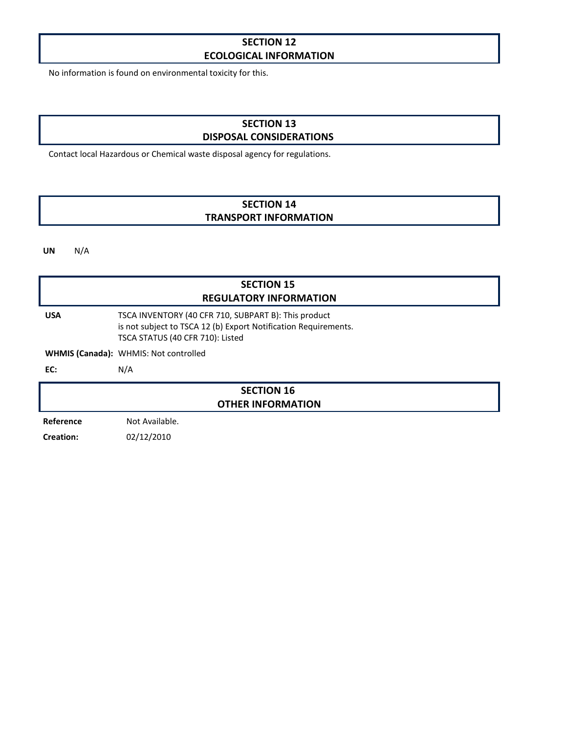## SECTION 12
## ECOLOGICAL INFORMATION

No information is found on environmental toxicity for this.

## SECTION 13
## DISPOSAL CONSIDERATIONS

Contact local Hazardous or Chemical waste disposal agency for regulations.

## SECTION 14
## TRANSPORT INFORMATION

**UN** N/A

## SECTION 15
## REGULATORY INFORMATION

| | |
|---|---|
| **USA** | TSCA INVENTORY (40 CFR 710, SUBPART B): This product is not subject to TSCA 12 (b) Export Notification Requirements. TSCA STATUS (40 CFR 710): Listed |
| **WHMIS (Canada):** | WHMIS: Not controlled |
| **EC:** | N/A |

## SECTION 16
## OTHER INFORMATION

| | |
|---|---|
| **Reference** | Not Available. |
| **Creation:** | 02/12/2010 |